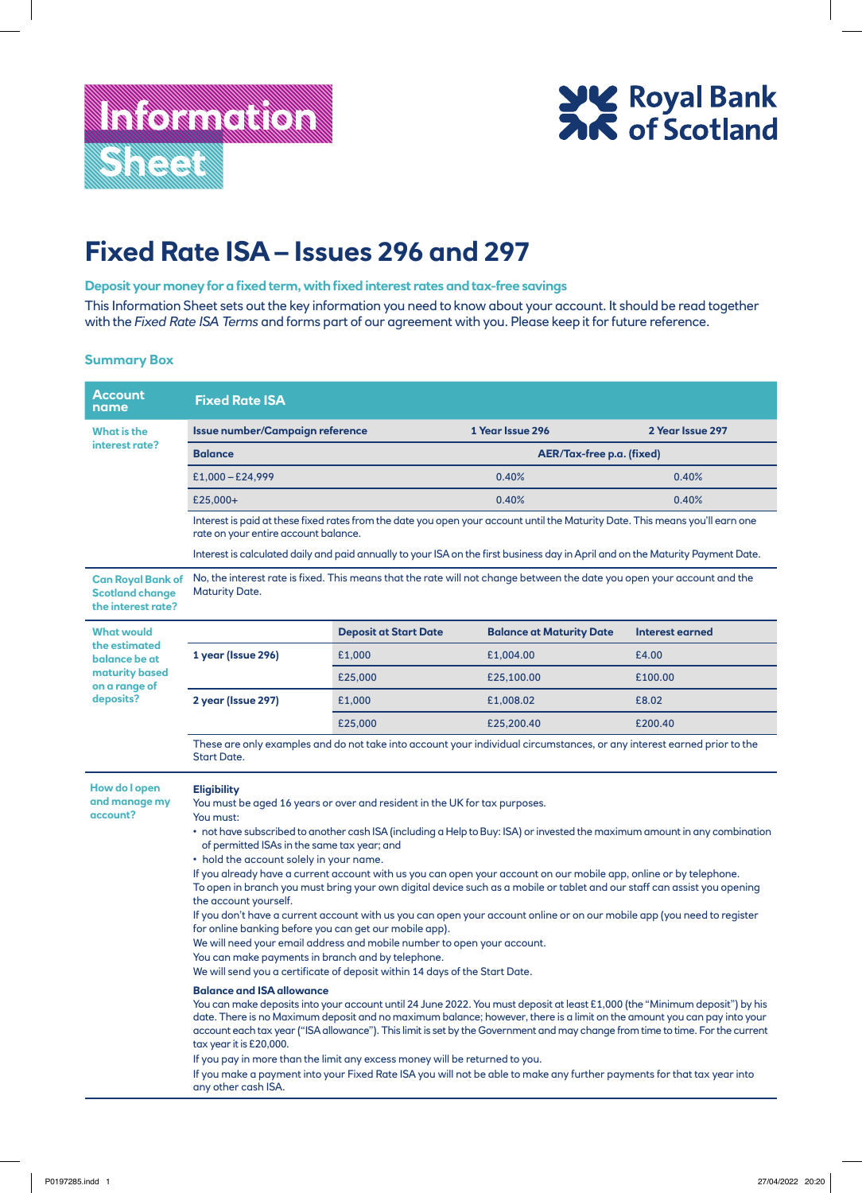Information Sheet

Royal Bank of Scotland

# Fixed Rate ISA – Issues 296 and 297

**Deposit your money for a fixed term, with fixed interest rates and tax-free savings**

This Information Sheet sets out the key information you need to know about your account. It should be read together with the *Fixed Rate ISA Terms* and forms part of our agreement with you. Please keep it for future reference.

## Summary Box

| Account name | Fixed Rate ISA | | | |
|---|---|---|---|---|
| What is the interest rate? | **Issue number/Campaign reference** | | **1 Year Issue 296** | **2 Year Issue 297** |
| | **Balance** | | **AER/Tax-free p.a. (fixed)** | |
| | £1,000 – £24,999 | | 0.40% | 0.40% |
| | £25,000+ | | 0.40% | 0.40% |
| | Interest is paid at these fixed rates from the date you open your account until the Maturity Date. This means you'll earn one rate on your entire account balance. Interest is calculated daily and paid annually to your ISA on the first business day in April and on the Maturity Payment Date. | | | |
| Can Royal Bank of Scotland change the interest rate? | No, the interest rate is fixed. This means that the rate will not change between the date you open your account and the Maturity Date. | | | |

| What would the estimated balance be at maturity based on a range of deposits? | | Deposit at Start Date | Balance at Maturity Date | Interest earned |
|---|---|---|---|---|
| | 1 year (Issue 296) | £1,000 | £1,004.00 | £4.00 |
| | | £25,000 | £25,100.00 | £100.00 |
| | 2 year (Issue 297) | £1,000 | £1,008.02 | £8.02 |
| | | £25,000 | £25,200.40 | £200.40 |
| | These are only examples and do not take into account your individual circumstances, or any interest earned prior to the Start Date. | | | |

**How do I open and manage my account?**

**Eligibility**

You must be aged 16 years or over and resident in the UK for tax purposes.

You must:

- not have subscribed to another cash ISA (including a Help to Buy: ISA) or invested the maximum amount in any combination of permitted ISAs in the same tax year; and
- hold the account solely in your name.

If you already have a current account with us you can open your account on our mobile app, online or by telephone. To open in branch you must bring your own digital device such as a mobile or tablet and our staff can assist you opening the account yourself.

If you don't have a current account with us you can open your account online or on our mobile app (you need to register for online banking before you can get our mobile app).

We will need your email address and mobile number to open your account.

You can make payments in branch and by telephone.

We will send you a certificate of deposit within 14 days of the Start Date.

**Balance and ISA allowance**

You can make deposits into your account until 24 June 2022. You must deposit at least £1,000 (the "Minimum deposit") by his date. There is no Maximum deposit and no maximum balance; however, there is a limit on the amount you can pay into your account each tax year ("ISA allowance"). This limit is set by the Government and may change from time to time. For the current tax year it is £20,000.

If you pay in more than the limit any excess money will be returned to you.

If you make a payment into your Fixed Rate ISA you will not be able to make any further payments for that tax year into any other cash ISA.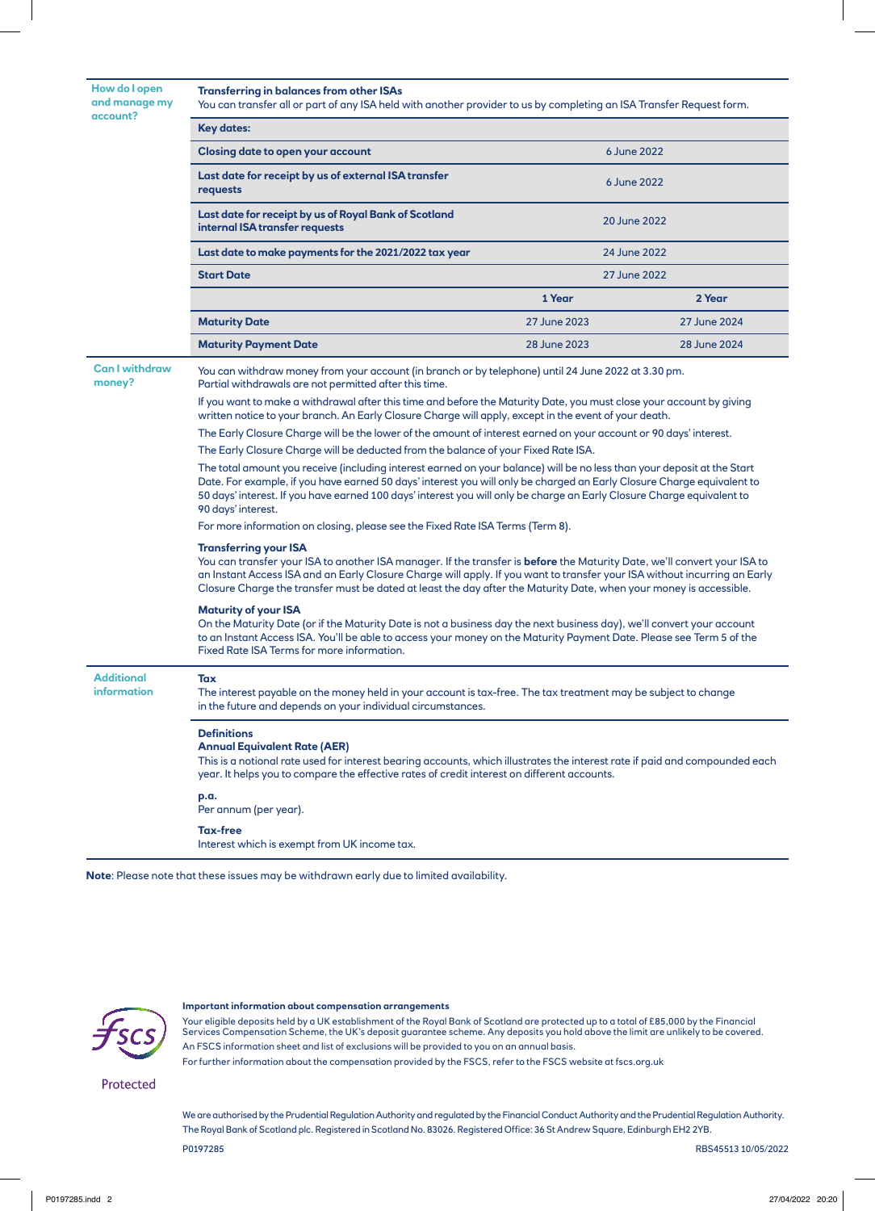| | |
|---|---|
| **How do I open and manage my account?** | **Transferring in balances from other ISAs**<br>You can transfer all or part of any ISA held with another provider to us by completing an ISA Transfer Request form. |

| Key dates: | | |
|---|---|---|
| **Closing date to open your account** | 6 June 2022 | |
| **Last date for receipt by us of external ISA transfer requests** | 6 June 2022 | |
| **Last date for receipt by us of Royal Bank of Scotland internal ISA transfer requests** | 20 June 2022 | |
| **Last date to make payments for the 2021/2022 tax year** | 24 June 2022 | |
| **Start Date** | 27 June 2022 | |
| | **1 Year** | **2 Year** |
| **Maturity Date** | 27 June 2023 | 27 June 2024 |
| **Maturity Payment Date** | 28 June 2023 | 28 June 2024 |

## Can I withdraw money?

You can withdraw money from your account (in branch or by telephone) until 24 June 2022 at 3.30 pm. Partial withdrawals are not permitted after this time.

If you want to make a withdrawal after this time and before the Maturity Date, you must close your account by giving written notice to your branch. An Early Closure Charge will apply, except in the event of your death.

The Early Closure Charge will be the lower of the amount of interest earned on your account or 90 days' interest.

The Early Closure Charge will be deducted from the balance of your Fixed Rate ISA.

The total amount you receive (including interest earned on your balance) will be no less than your deposit at the Start Date. For example, if you have earned 50 days' interest you will only be charged an Early Closure Charge equivalent to 50 days' interest. If you have earned 100 days' interest you will only be charge an Early Closure Charge equivalent to 90 days' interest.

For more information on closing, please see the Fixed Rate ISA Terms (Term 8).

**Transferring your ISA**
You can transfer your ISA to another ISA manager. If the transfer is **before** the Maturity Date, we'll convert your ISA to an Instant Access ISA and an Early Closure Charge will apply. If you want to transfer your ISA without incurring an Early Closure Charge the transfer must be dated at least the day after the Maturity Date, when your money is accessible.

**Maturity of your ISA**
On the Maturity Date (or if the Maturity Date is not a business day the next business day), we'll convert your account to an Instant Access ISA. You'll be able to access your money on the Maturity Payment Date. Please see Term 5 of the Fixed Rate ISA Terms for more information.

## Additional information

**Tax**
The interest payable on the money held in your account is tax-free. The tax treatment may be subject to change in the future and depends on your individual circumstances.

**Definitions**

**Annual Equivalent Rate (AER)**
This is a notional rate used for interest bearing accounts, which illustrates the interest rate if paid and compounded each year. It helps you to compare the effective rates of credit interest on different accounts.

**p.a.**
Per annum (per year).

**Tax-free**
Interest which is exempt from UK income tax.

**Note**: Please note that these issues may be withdrawn early due to limited availability.

FSCS Protected

**Important information about compensation arrangements**

Your eligible deposits held by a UK establishment of the Royal Bank of Scotland are protected up to a total of £85,000 by the Financial Services Compensation Scheme, the UK's deposit guarantee scheme. Any deposits you hold above the limit are unlikely to be covered.

An FSCS information sheet and list of exclusions will be provided to you on an annual basis.

For further information about the compensation provided by the FSCS, refer to the FSCS website at fscs.org.uk

We are authorised by the Prudential Regulation Authority and regulated by the Financial Conduct Authority and the Prudential Regulation Authority.
The Royal Bank of Scotland plc. Registered in Scotland No. 83026. Registered Office: 36 St Andrew Square, Edinburgh EH2 2YB.

P0197285 RBS45513 10/05/2022